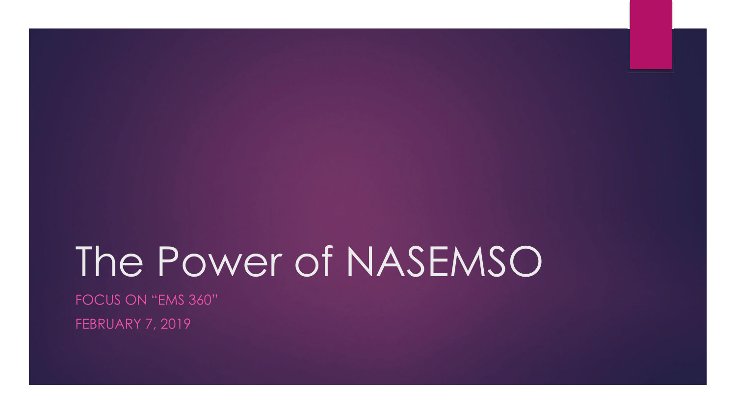# The Power of NASEMSO

FOCUS ON “EMS 360”

FEBRUARY 7, 2019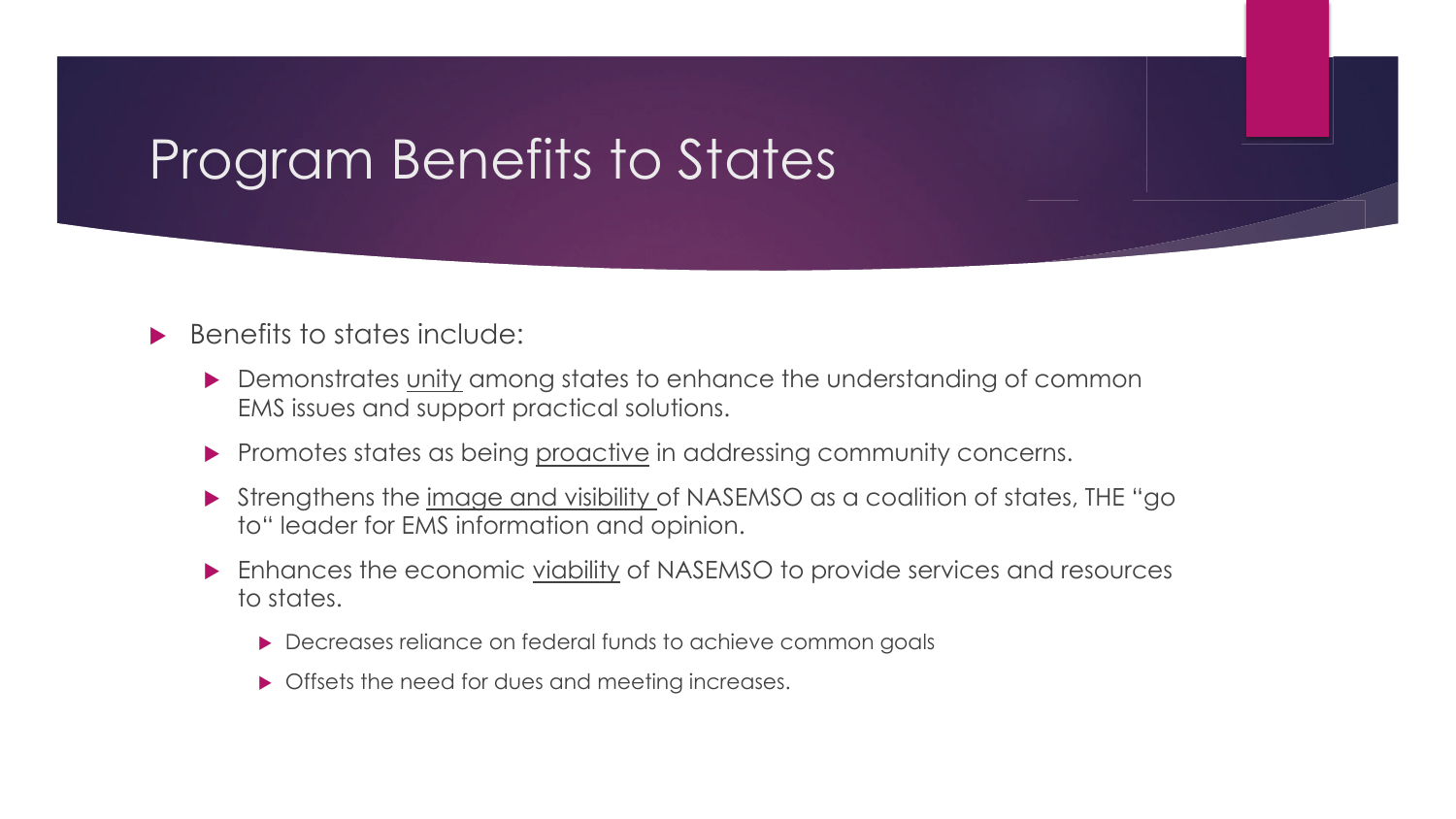# Program Benefits to States

- Benefits to states include:
  - Demonstrates <u>unity</u> among states to enhance the understanding of common EMS issues and support practical solutions.
  - Promotes states as being <u>proactive</u> in addressing community concerns.
  - Strengthens the <u>image and visibility</u> of NASEMSO as a coalition of states, THE "go to" leader for EMS information and opinion.
  - Enhances the economic <u>viability</u> of NASEMSO to provide services and resources to states.
    - Decreases reliance on federal funds to achieve common goals
    - Offsets the need for dues and meeting increases.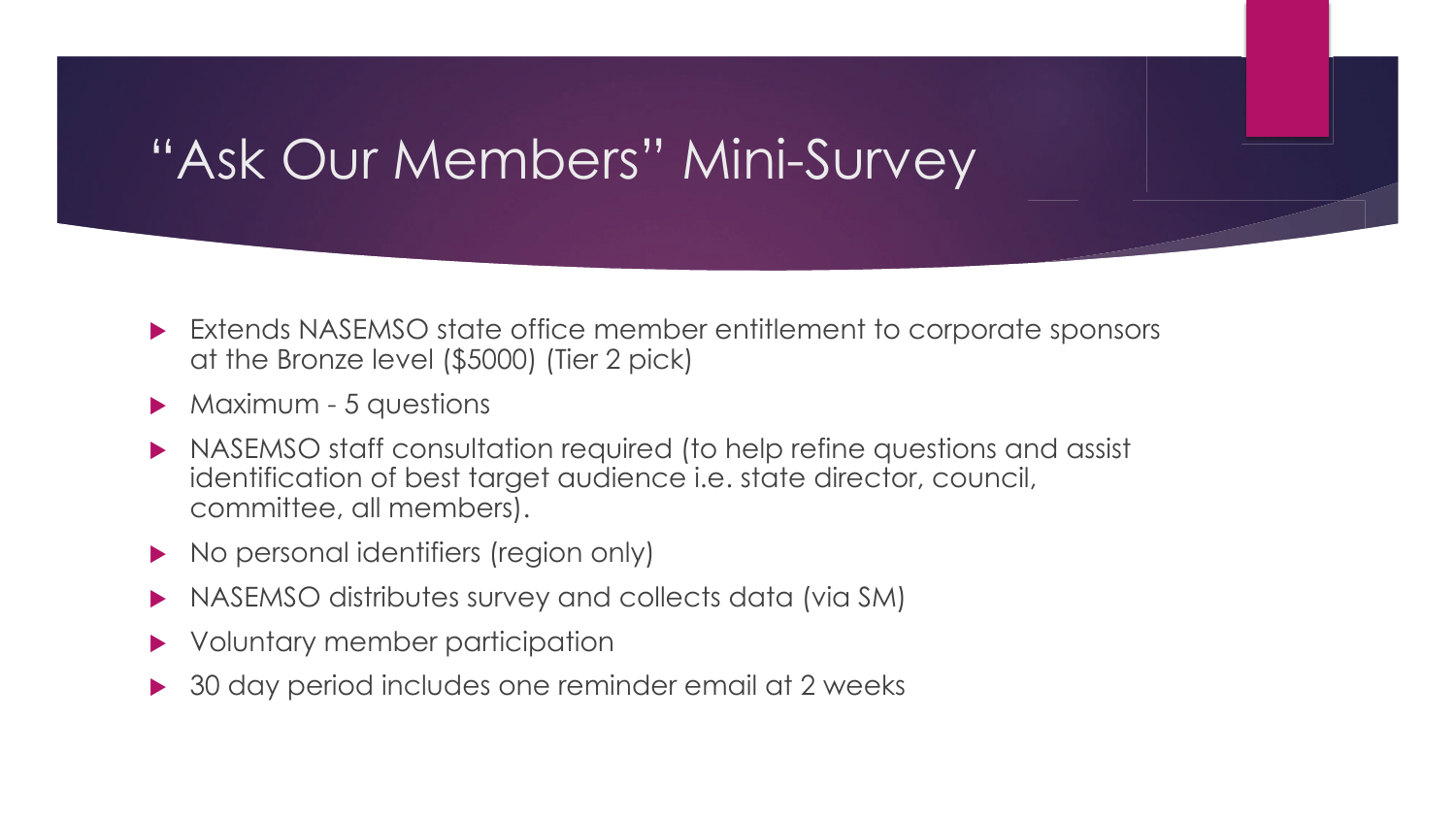# “Ask Our Members” Mini-Survey

- Extends NASEMSO state office member entitlement to corporate sponsors at the Bronze level ($5000) (Tier 2 pick)
- Maximum - 5 questions
- NASEMSO staff consultation required (to help refine questions and assist identification of best target audience i.e. state director, council, committee, all members).
- No personal identifiers (region only)
- NASEMSO distributes survey and collects data (via SM)
- Voluntary member participation
- 30 day period includes one reminder email at 2 weeks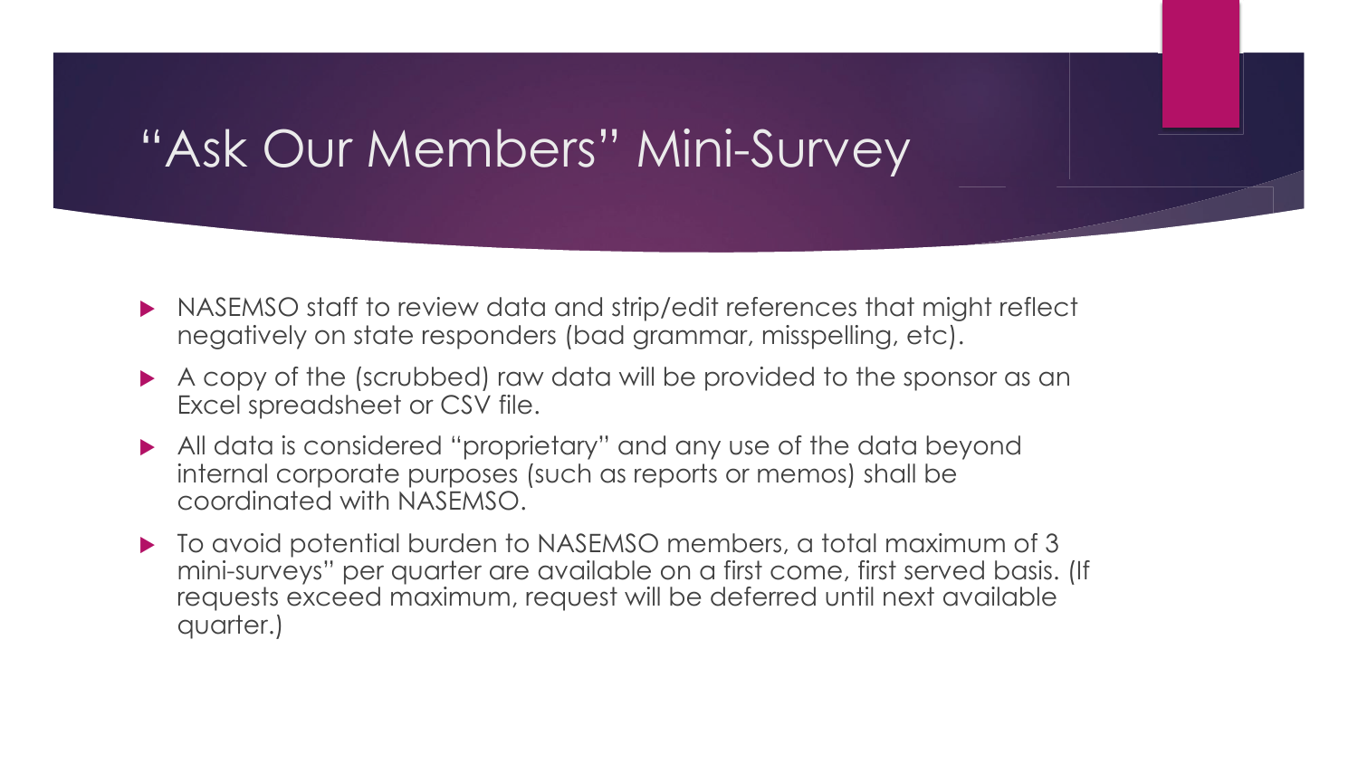# "Ask Our Members" Mini-Survey

- NASEMSO staff to review data and strip/edit references that might reflect negatively on state responders (bad grammar, misspelling, etc).
- A copy of the (scrubbed) raw data will be provided to the sponsor as an Excel spreadsheet or CSV file.
- All data is considered "proprietary" and any use of the data beyond internal corporate purposes (such as reports or memos) shall be coordinated with NASEMSO.
- To avoid potential burden to NASEMSO members, a total maximum of 3 mini-surveys" per quarter are available on a first come, first served basis. (If requests exceed maximum, request will be deferred until next available quarter.)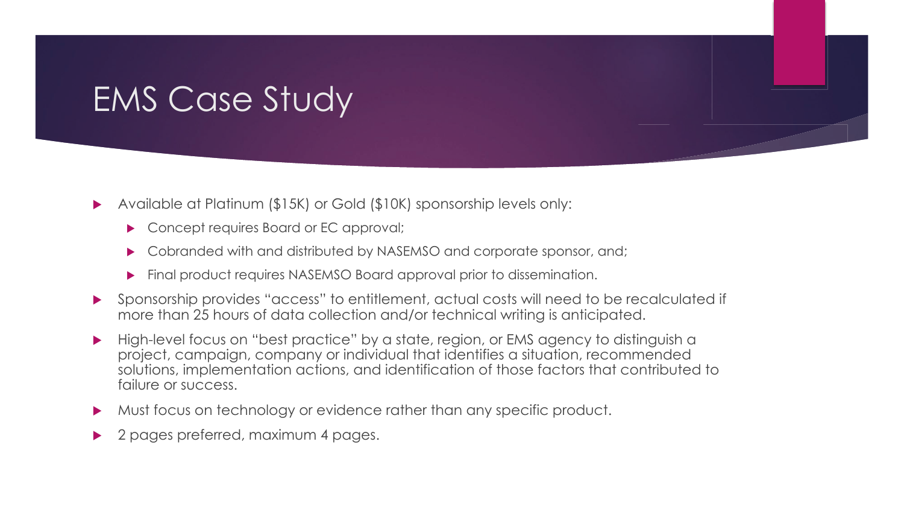# EMS Case Study

- Available at Platinum ($15K) or Gold ($10K) sponsorship levels only:
  - Concept requires Board or EC approval;
  - Cobranded with and distributed by NASEMSO and corporate sponsor, and;
  - Final product requires NASEMSO Board approval prior to dissemination.
- Sponsorship provides "access" to entitlement, actual costs will need to be recalculated if more than 25 hours of data collection and/or technical writing is anticipated.
- High-level focus on "best practice" by a state, region, or EMS agency to distinguish a project, campaign, company or individual that identifies a situation, recommended solutions, implementation actions, and identification of those factors that contributed to failure or success.
- Must focus on technology or evidence rather than any specific product.
- 2 pages preferred, maximum 4 pages.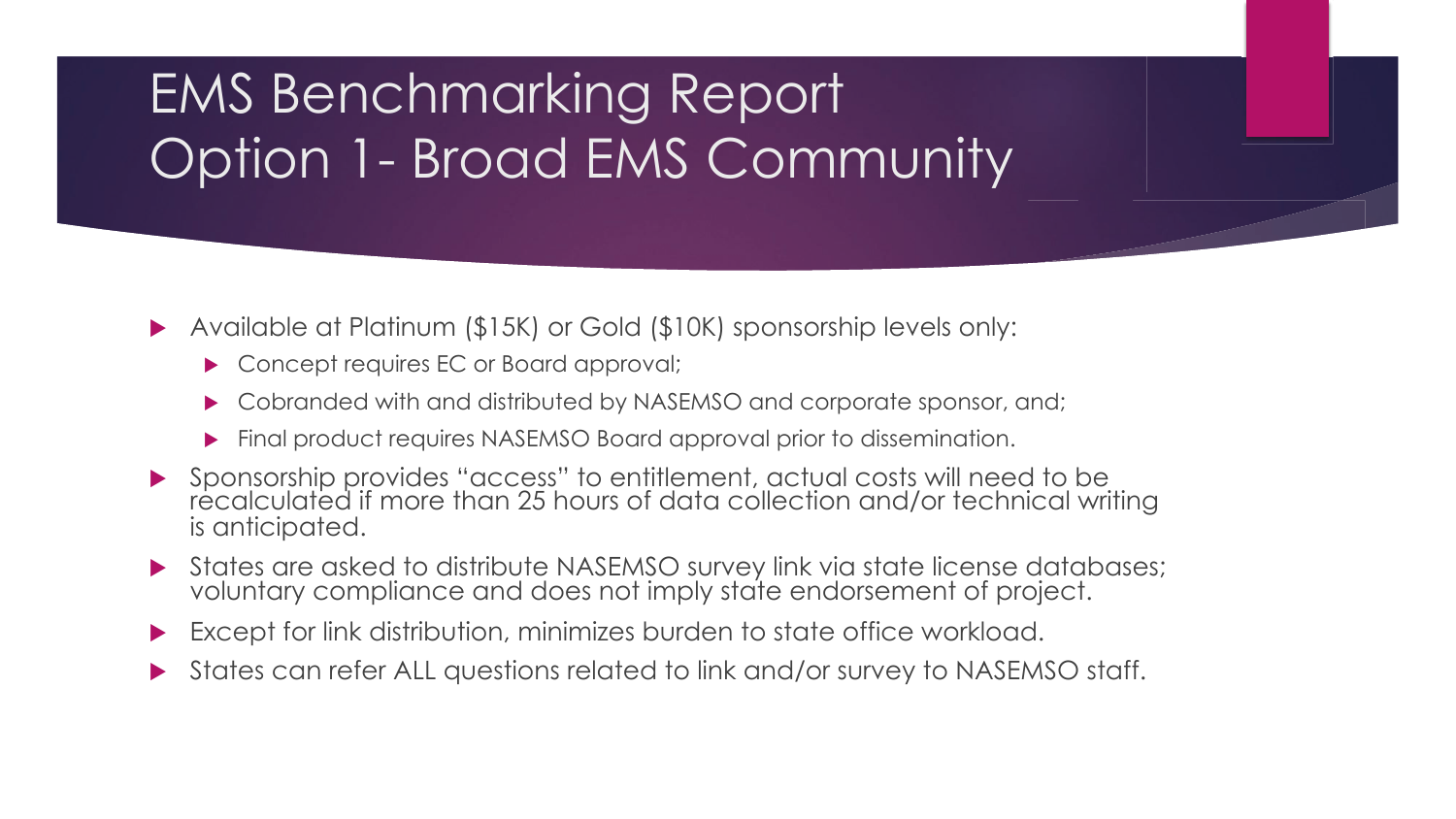# EMS Benchmarking Report
# Option 1- Broad EMS Community

- Available at Platinum ($15K) or Gold ($10K) sponsorship levels only:
  - Concept requires EC or Board approval;
  - Cobranded with and distributed by NASEMSO and corporate sponsor, and;
  - Final product requires NASEMSO Board approval prior to dissemination.
- Sponsorship provides "access" to entitlement, actual costs will need to be recalculated if more than 25 hours of data collection and/or technical writing is anticipated.
- States are asked to distribute NASEMSO survey link via state license databases; voluntary compliance and does not imply state endorsement of project.
- Except for link distribution, minimizes burden to state office workload.
- States can refer ALL questions related to link and/or survey to NASEMSO staff.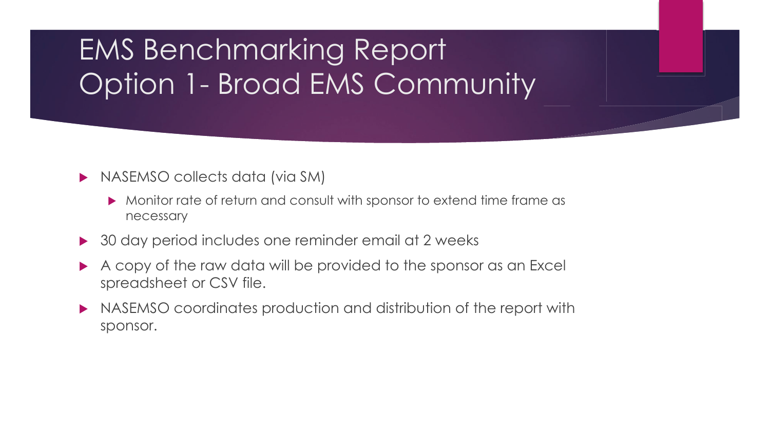# EMS Benchmarking Report Option 1- Broad EMS Community

- NASEMSO collects data (via SM)
  - Monitor rate of return and consult with sponsor to extend time frame as necessary
- 30 day period includes one reminder email at 2 weeks
- A copy of the raw data will be provided to the sponsor as an Excel spreadsheet or CSV file.
- NASEMSO coordinates production and distribution of the report with sponsor.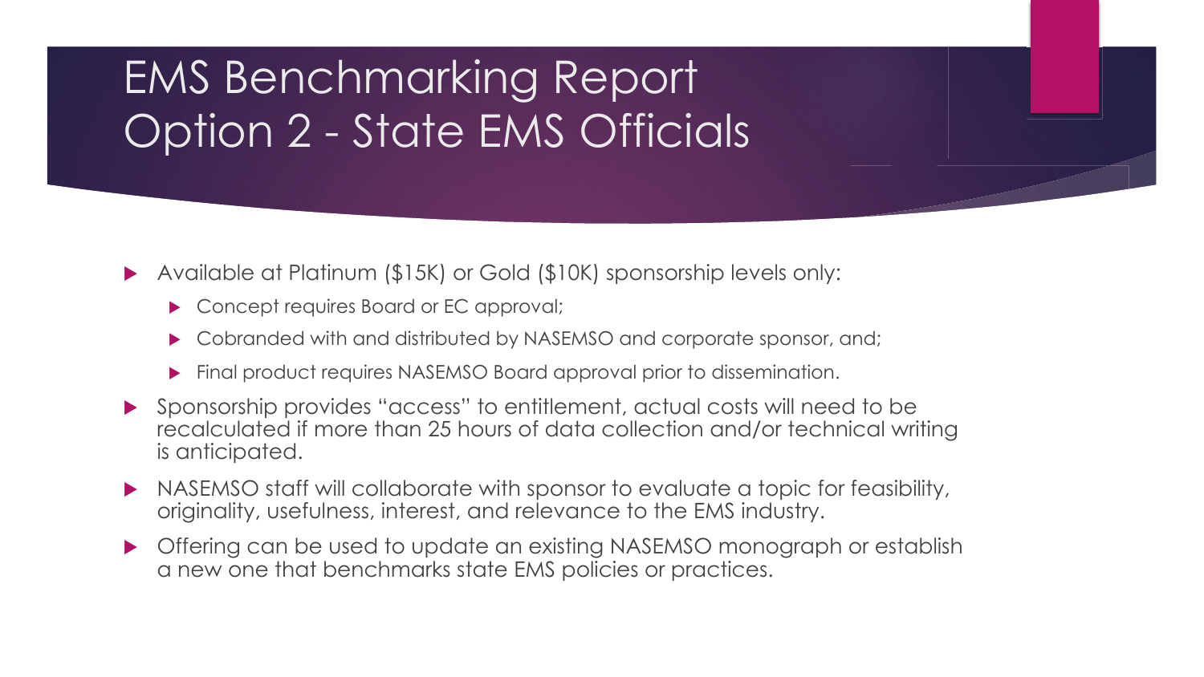# EMS Benchmarking Report Option 2 - State EMS Officials

- Available at Platinum ($15K) or Gold ($10K) sponsorship levels only:
  - Concept requires Board or EC approval;
  - Cobranded with and distributed by NASEMSO and corporate sponsor, and;
  - Final product requires NASEMSO Board approval prior to dissemination.
- Sponsorship provides “access” to entitlement, actual costs will need to be recalculated if more than 25 hours of data collection and/or technical writing is anticipated.
- NASEMSO staff will collaborate with sponsor to evaluate a topic for feasibility, originality, usefulness, interest, and relevance to the EMS industry.
- Offering can be used to update an existing NASEMSO monograph or establish a new one that benchmarks state EMS policies or practices.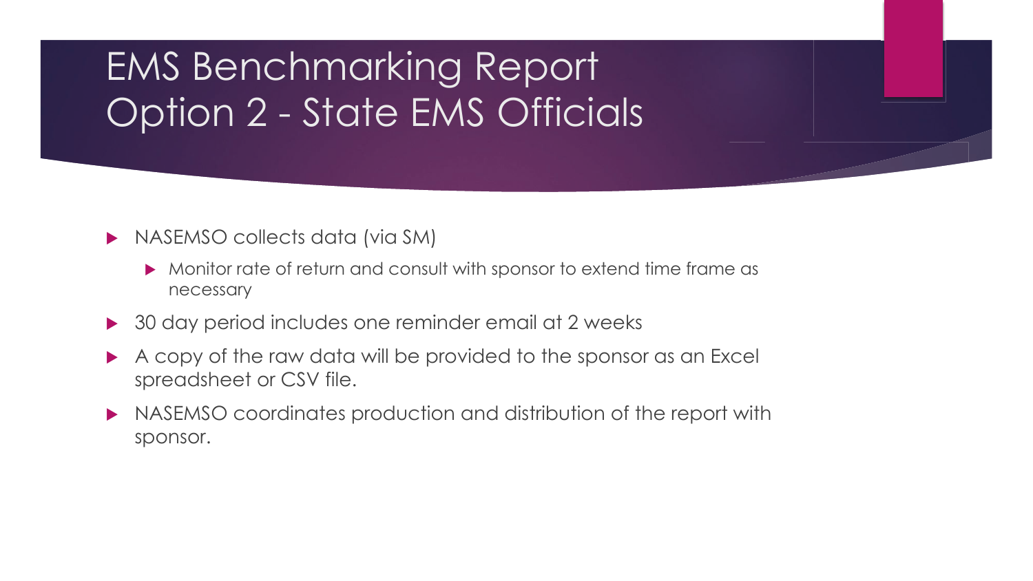# EMS Benchmarking Report
# Option 2 - State EMS Officials

- NASEMSO collects data (via SM)
  - Monitor rate of return and consult with sponsor to extend time frame as necessary
- 30 day period includes one reminder email at 2 weeks
- A copy of the raw data will be provided to the sponsor as an Excel spreadsheet or CSV file.
- NASEMSO coordinates production and distribution of the report with sponsor.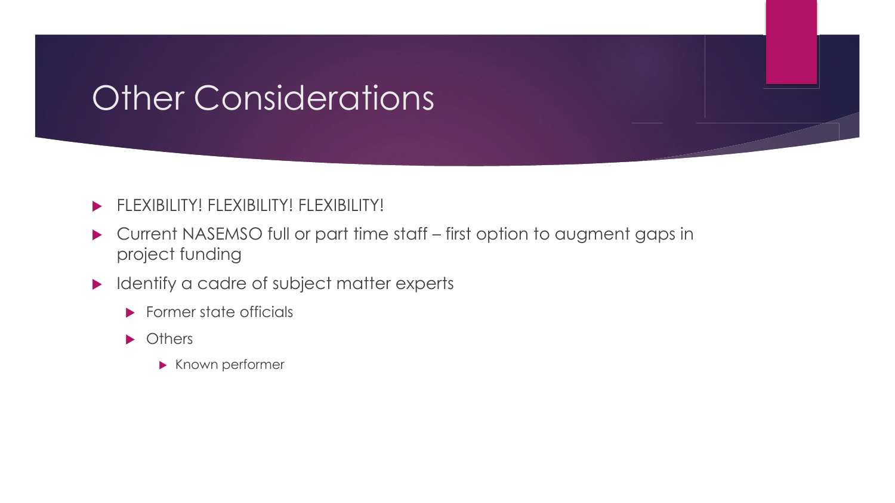# Other Considerations

- FLEXIBILITY! FLEXIBILITY! FLEXIBILITY!
- Current NASEMSO full or part time staff – first option to augment gaps in project funding
- Identify a cadre of subject matter experts
  - Former state officials
  - Others
    - Known performer